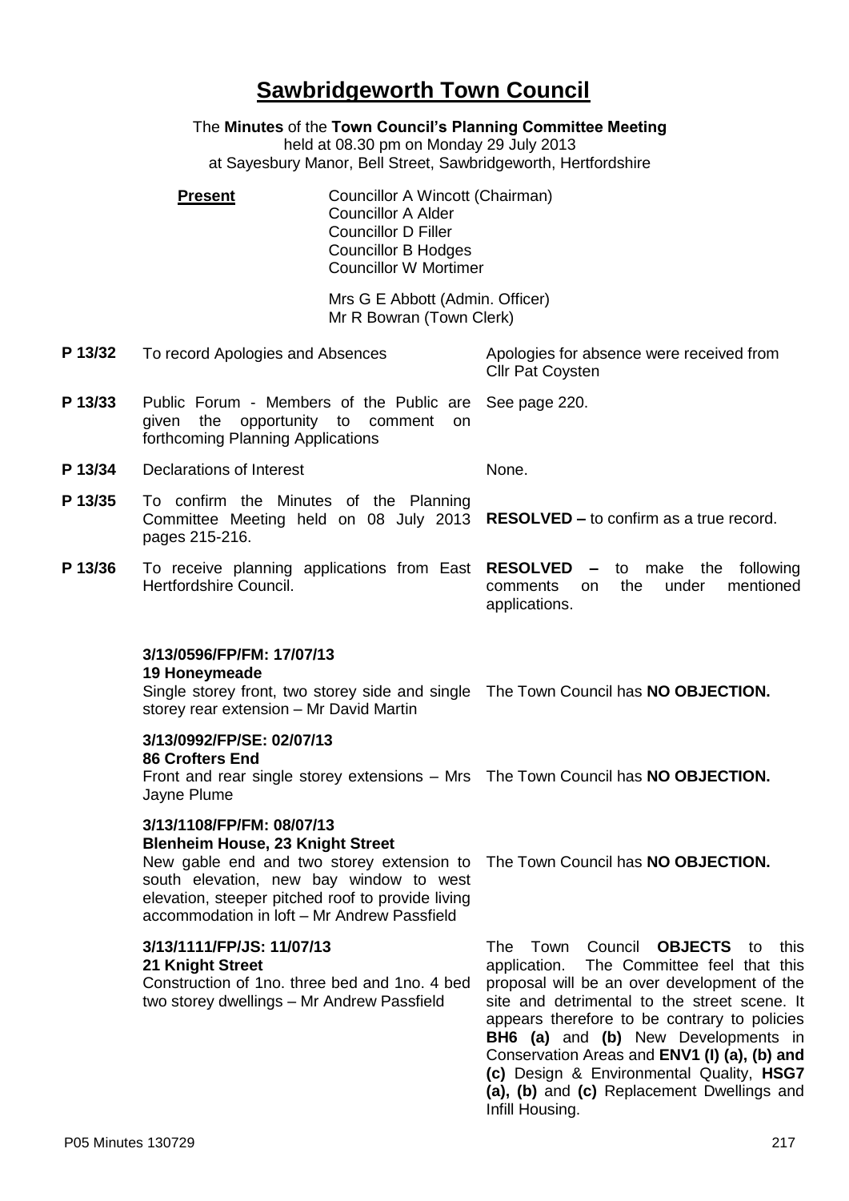# Sawbridgeworth Town Council

The **Minutes** of the **Town Council's Planning Committee Meeting**
held at 08.30 pm on Monday 29 July 2013
at Sayesbury Manor, Bell Street, Sawbridgeworth, Hertfordshire

**Present**

Councillor A Wincott (Chairman)
Councillor A Alder
Councillor D Filler
Councillor B Hodges
Councillor W Mortimer

Mrs G E Abbott (Admin. Officer)
Mr R Bowran (Town Clerk)

| | | |
|---|---|---|
| **P 13/32** | To record Apologies and Absences | Apologies for absence were received from Cllr Pat Coysten |
| **P 13/33** | Public Forum - Members of the Public are given the opportunity to comment on forthcoming Planning Applications | See page 220. |
| **P 13/34** | Declarations of Interest | None. |
| **P 13/35** | To confirm the Minutes of the Planning Committee Meeting held on 08 July 2013 pages 215-216. | **RESOLVED –** to confirm as a true record. |
| **P 13/36** | To receive planning applications from East Hertfordshire Council. | **RESOLVED –** to make the following comments on the under mentioned applications. |

**3/13/0596/FP/FM: 17/07/13**
**19 Honeymeade**
Single storey front, two storey side and single storey rear extension – Mr David Martin

The Town Council has **NO OBJECTION.**

**3/13/0992/FP/SE: 02/07/13**
**86 Crofters End**
Front and rear single storey extensions – Mrs Jayne Plume

The Town Council has **NO OBJECTION.**

**3/13/1108/FP/FM: 08/07/13**
**Blenheim House, 23 Knight Street**
New gable end and two storey extension to south elevation, new bay window to west elevation, steeper pitched roof to provide living accommodation in loft – Mr Andrew Passfield

The Town Council has **NO OBJECTION.**

**3/13/1111/FP/JS: 11/07/13**
**21 Knight Street**
Construction of 1no. three bed and 1no. 4 bed two storey dwellings – Mr Andrew Passfield

The Town Council **OBJECTS** to this application. The Committee feel that this proposal will be an over development of the site and detrimental to the street scene. It appears therefore to be contrary to policies **BH6 (a)** and **(b)** New Developments in Conservation Areas and **ENV1 (I) (a), (b) and (c)** Design & Environmental Quality, **HSG7 (a), (b)** and **(c)** Replacement Dwellings and Infill Housing.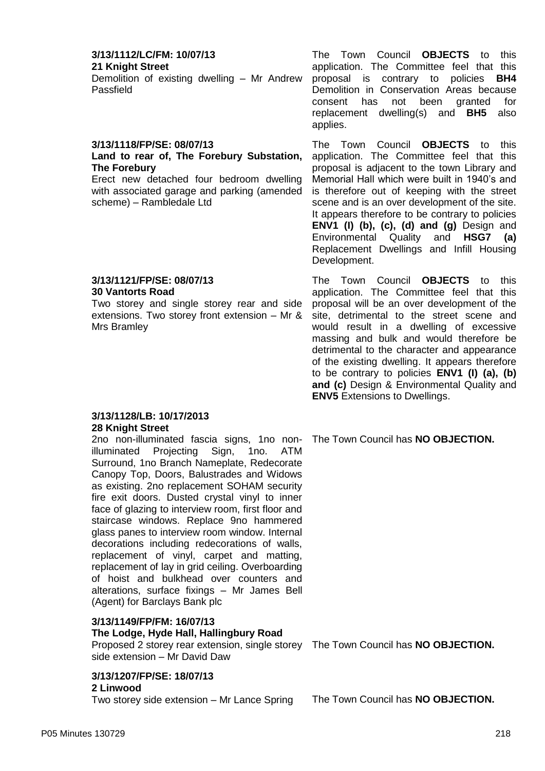**3/13/1112/LC/FM: 10/07/13**
**21 Knight Street**
Demolition of existing dwelling – Mr Andrew Passfield

The Town Council **OBJECTS** to this application. The Committee feel that this proposal is contrary to policies **BH4** Demolition in Conservation Areas because consent has not been granted for replacement dwelling(s) and **BH5** also applies.

**3/13/1118/FP/SE: 08/07/13**
**Land to rear of, The Forebury Substation, The Forebury**
Erect new detached four bedroom dwelling with associated garage and parking (amended scheme) – Rambledale Ltd

The Town Council **OBJECTS** to this application. The Committee feel that this proposal is adjacent to the town Library and Memorial Hall which were built in 1940's and is therefore out of keeping with the street scene and is an over development of the site. It appears therefore to be contrary to policies **ENV1 (I) (b), (c), (d) and (g)** Design and Environmental Quality and **HSG7 (a)** Replacement Dwellings and Infill Housing Development.

**3/13/1121/FP/SE: 08/07/13**
**30 Vantorts Road**
Two storey and single storey rear and side extensions. Two storey front extension – Mr & Mrs Bramley

The Town Council **OBJECTS** to this application. The Committee feel that this proposal will be an over development of the site, detrimental to the street scene and would result in a dwelling of excessive massing and bulk and would therefore be detrimental to the character and appearance of the existing dwelling. It appears therefore to be contrary to policies **ENV1 (I) (a), (b) and (c)** Design & Environmental Quality and **ENV5** Extensions to Dwellings.

**3/13/1128/LB: 10/17/2013**
**28 Knight Street**
2no non-illuminated fascia signs, 1no non-illuminated Projecting Sign, 1no. ATM Surround, 1no Branch Nameplate, Redecorate Canopy Top, Doors, Balustrades and Widows as existing. 2no replacement SOHAM security fire exit doors. Dusted crystal vinyl to inner face of glazing to interview room, first floor and staircase windows. Replace 9no hammered glass panes to interview room window. Internal decorations including redecorations of walls, replacement of vinyl, carpet and matting, replacement of lay in grid ceiling. Overboarding of hoist and bulkhead over counters and alterations, surface fixings – Mr James Bell (Agent) for Barclays Bank plc

The Town Council has **NO OBJECTION.**

**3/13/1149/FP/FM: 16/07/13**
**The Lodge, Hyde Hall, Hallingbury Road**
Proposed 2 storey rear extension, single storey side extension – Mr David Daw

The Town Council has **NO OBJECTION.**

**3/13/1207/FP/SE: 18/07/13**
**2 Linwood**
Two storey side extension – Mr Lance Spring

The Town Council has **NO OBJECTION.**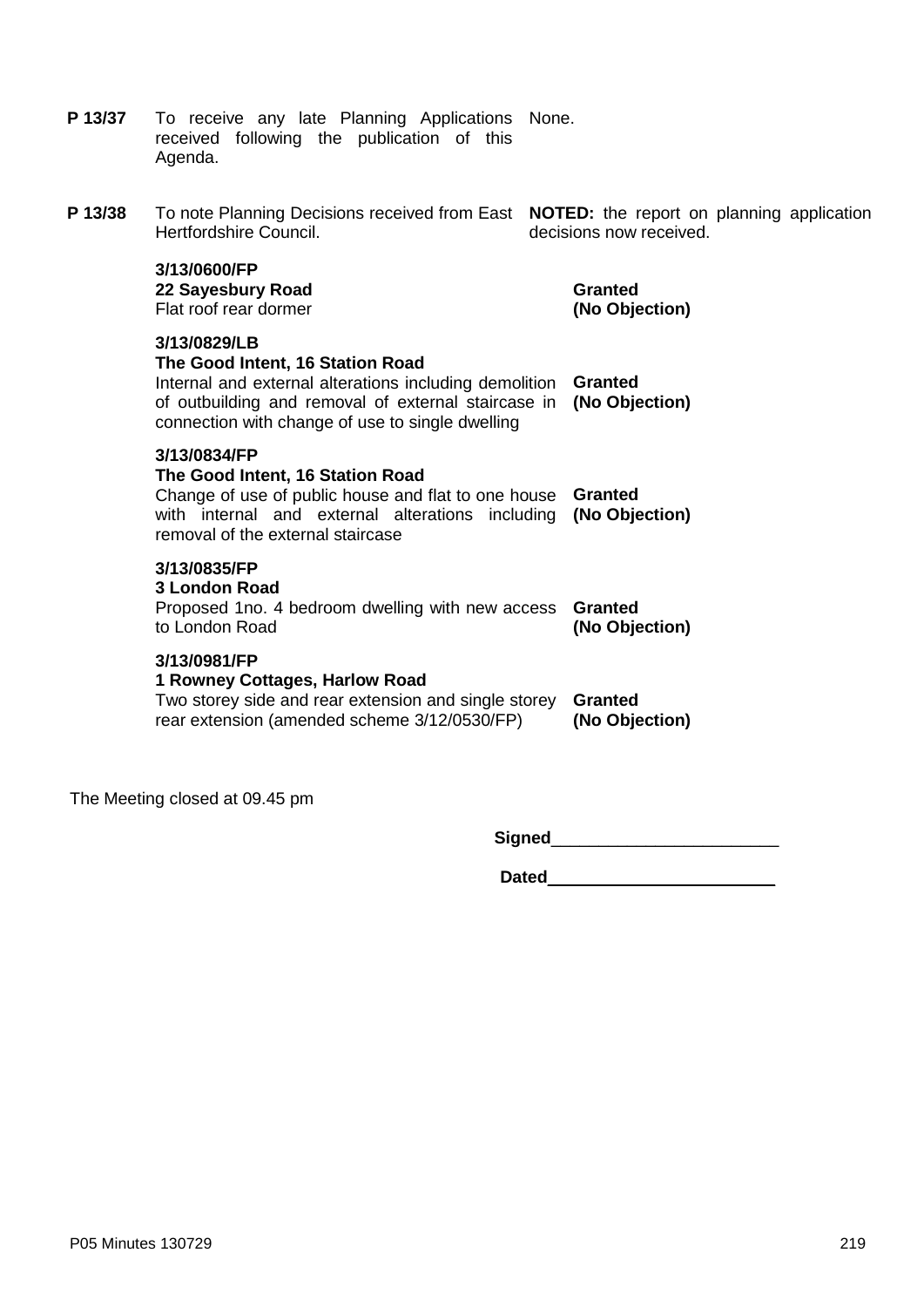| | | |
|---|---|---|
| **P 13/37** | To receive any late Planning Applications received following the publication of this Agenda. | None. |
| **P 13/38** | To note Planning Decisions received from East Hertfordshire Council. | **NOTED:** the report on planning application decisions now received. |

| Application | Decision |
|---|---|
| **3/13/0600/FP**<br>**22 Sayesbury Road**<br>Flat roof rear dormer | **Granted**<br>**(No Objection)** |
| **3/13/0829/LB**<br>**The Good Intent, 16 Station Road**<br>Internal and external alterations including demolition of outbuilding and removal of external staircase in connection with change of use to single dwelling | **Granted**<br>**(No Objection)** |
| **3/13/0834/FP**<br>**The Good Intent, 16 Station Road**<br>Change of use of public house and flat to one house with internal and external alterations including removal of the external staircase | **Granted**<br>**(No Objection)** |
| **3/13/0835/FP**<br>**3 London Road**<br>Proposed 1no. 4 bedroom dwelling with new access to London Road | **Granted**<br>**(No Objection)** |
| **3/13/0981/FP**<br>**1 Rowney Cottages, Harlow Road**<br>Two storey side and rear extension and single storey rear extension (amended scheme 3/12/0530/FP) | **Granted**<br>**(No Objection)** |

The Meeting closed at 09.45 pm

**Signed**________________________

**Dated**________________________

P05 Minutes 130729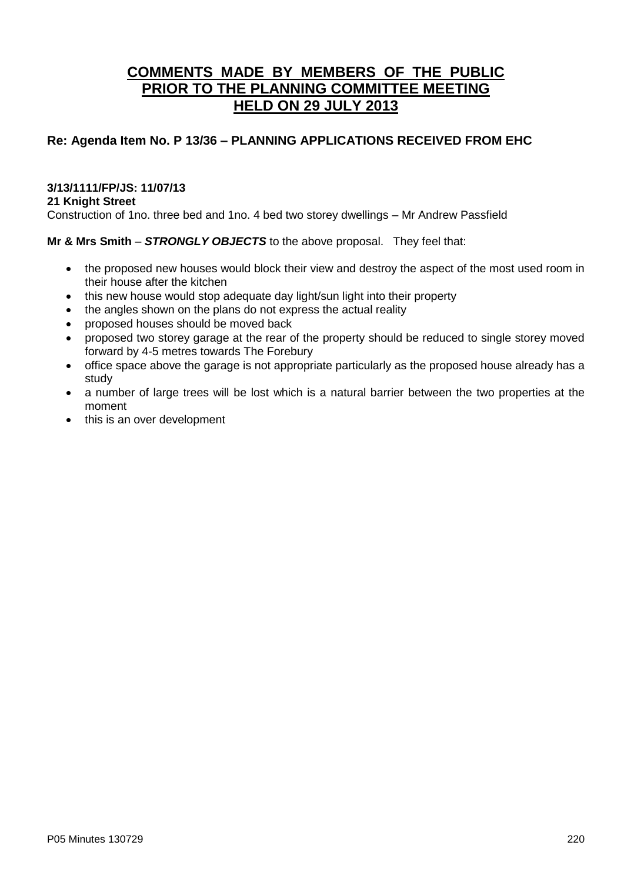# COMMENTS MADE BY MEMBERS OF THE PUBLIC PRIOR TO THE PLANNING COMMITTEE MEETING HELD ON 29 JULY 2013

## Re: Agenda Item No. P 13/36 – PLANNING APPLICATIONS RECEIVED FROM EHC

**3/13/1111/FP/JS: 11/07/13**
**21 Knight Street**
Construction of 1no. three bed and 1no. 4 bed two storey dwellings – Mr Andrew Passfield

**Mr & Mrs Smith** – ***STRONGLY OBJECTS*** to the above proposal. They feel that:

- the proposed new houses would block their view and destroy the aspect of the most used room in their house after the kitchen
- this new house would stop adequate day light/sun light into their property
- the angles shown on the plans do not express the actual reality
- proposed houses should be moved back
- proposed two storey garage at the rear of the property should be reduced to single storey moved forward by 4-5 metres towards The Forebury
- office space above the garage is not appropriate particularly as the proposed house already has a study
- a number of large trees will be lost which is a natural barrier between the two properties at the moment
- this is an over development